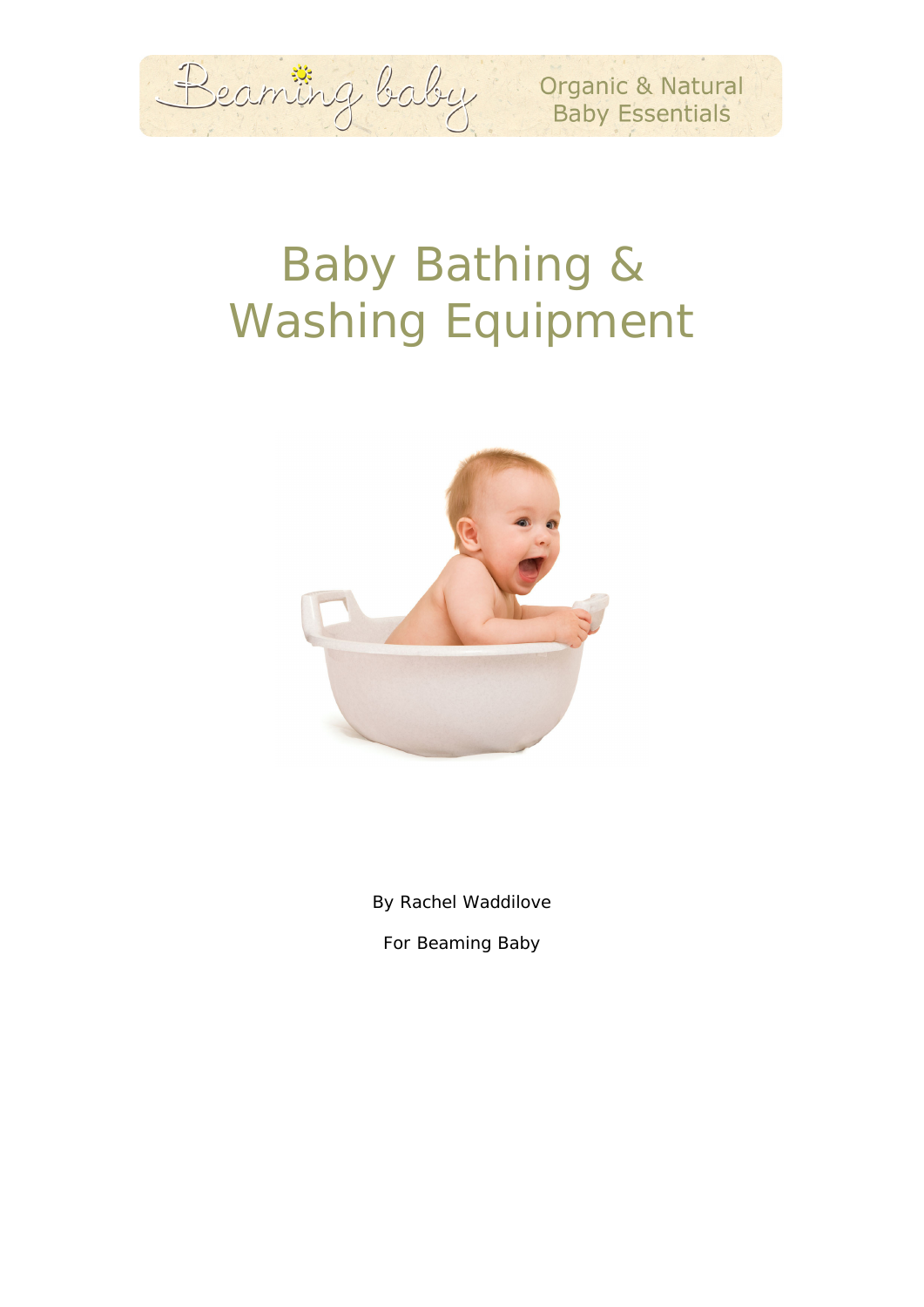Beaming baby — Organic & Natural Baby Essentials

# Baby Bathing & Washing Equipment

By Rachel Waddilove

For Beaming Baby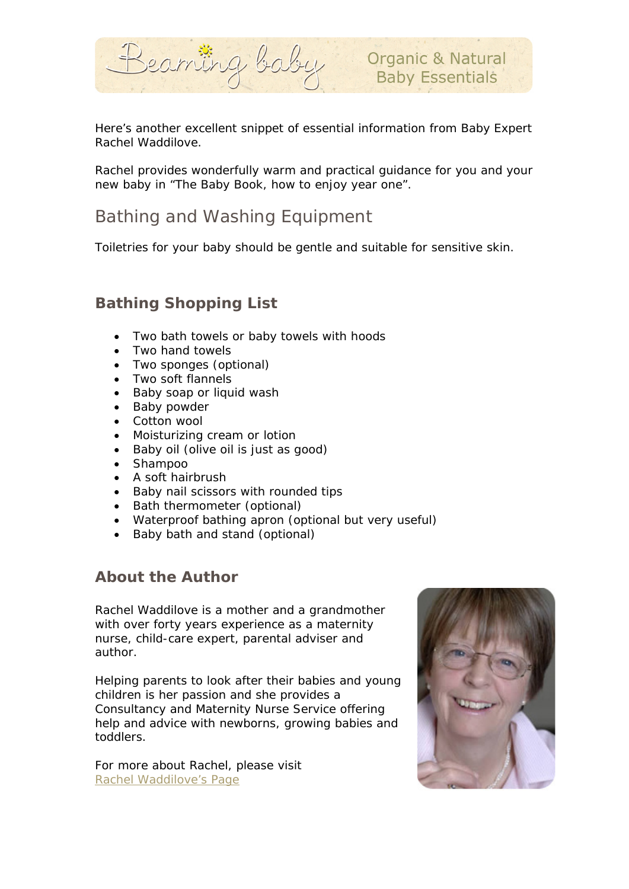Here's another excellent snippet of essential information from Baby Expert Rachel Waddilove.

Rachel provides wonderfully warm and practical guidance for you and your new baby in "The Baby Book, how to enjoy year one".

## Bathing and Washing Equipment

Toiletries for your baby should be gentle and suitable for sensitive skin.

### Bathing Shopping List

- Two bath towels or baby towels with hoods
- Two hand towels
- Two sponges (optional)
- Two soft flannels
- Baby soap or liquid wash
- Baby powder
- Cotton wool
- Moisturizing cream or lotion
- Baby oil (olive oil is just as good)
- Shampoo
- A soft hairbrush
- Baby nail scissors with rounded tips
- Bath thermometer (optional)
- Waterproof bathing apron (optional but very useful)
- Baby bath and stand (optional)

### About the Author

Rachel Waddilove is a mother and a grandmother with over forty years experience as a maternity nurse, child-care expert, parental adviser and author.

Helping parents to look after their babies and young children is her passion and she provides a Consultancy and Maternity Nurse Service offering help and advice with newborns, growing babies and toddlers.

For more about Rachel, please visit
Rachel Waddilove's Page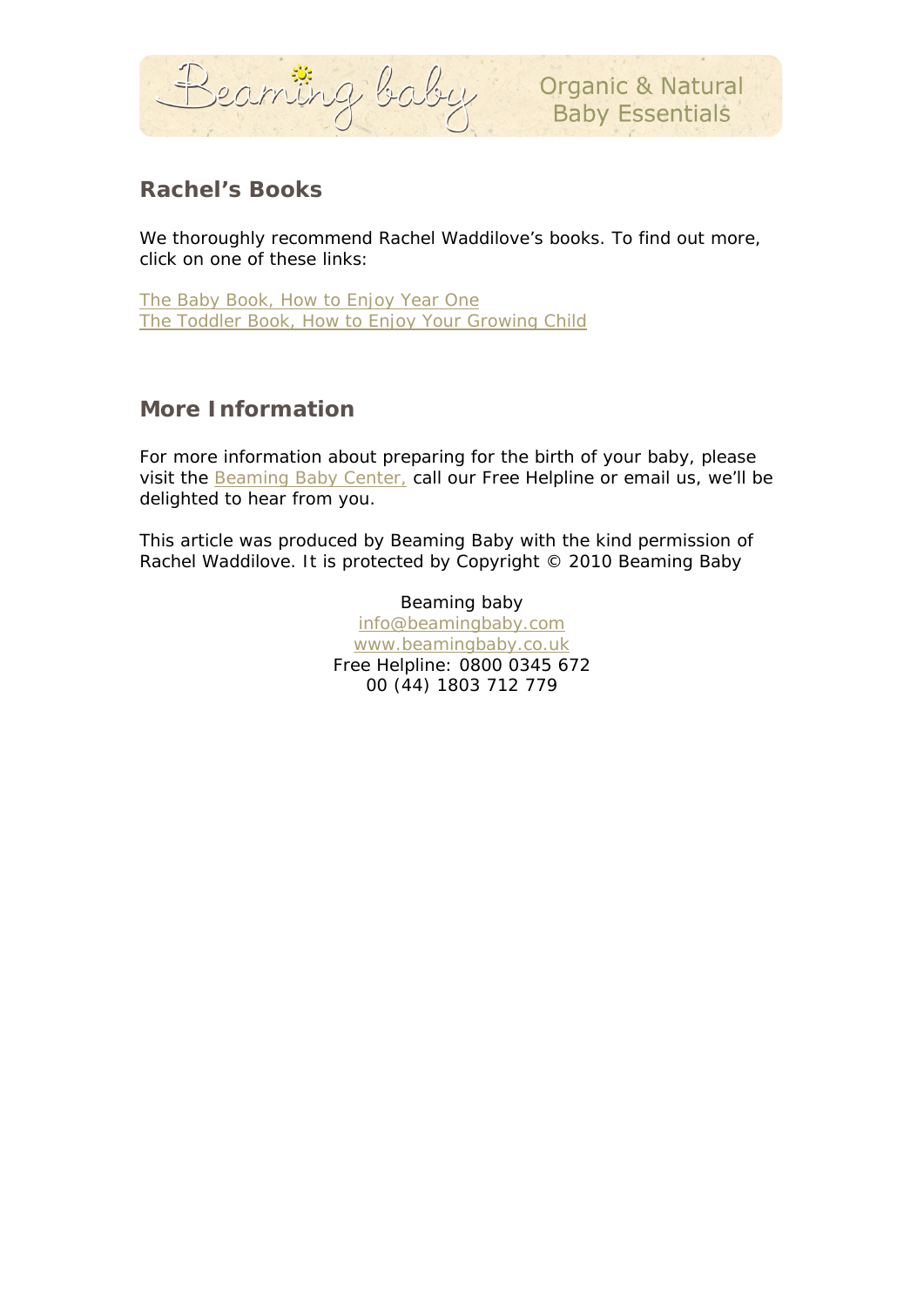## Rachel's Books

We thoroughly recommend Rachel Waddilove's books. To find out more, click on one of these links:

The Baby Book, How to Enjoy Year One
The Toddler Book, How to Enjoy Your Growing Child

## More Information

For more information about preparing for the birth of your baby, please visit the Beaming Baby Center, call our Free Helpline or email us, we'll be delighted to hear from you.

This article was produced by Beaming Baby with the kind permission of Rachel Waddilove. It is protected by Copyright © 2010 Beaming Baby

Beaming baby
info@beamingbaby.com
www.beamingbaby.co.uk
Free Helpline: 0800 0345 672
00 (44) 1803 712 779